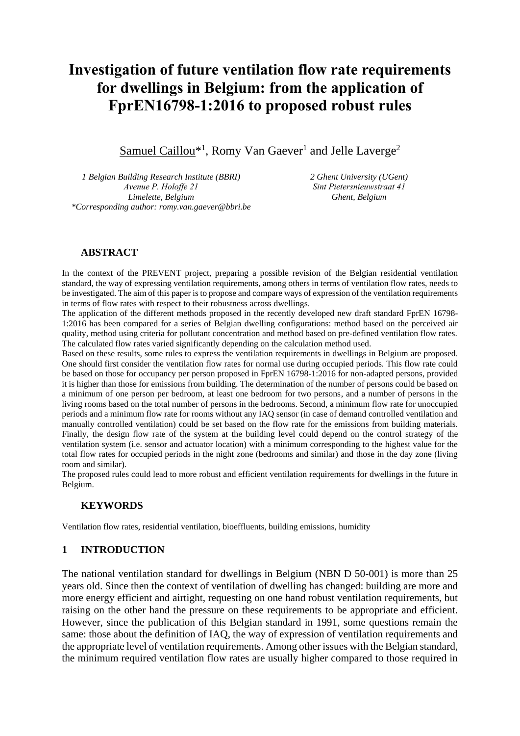# Investigation of future ventilation flow rate requirements for dwellings in Belgium: from the application of FprEN16798-1:2016 to proposed robust rules

Samuel Caillou*[1], Romy Van Gaever[1] and Jelle Laverge[2]

*1 Belgian Building Research Institute (BBRI)*
*Avenue P. Holoffe 21*
*Limelette, Belgium*
*\*Corresponding author: romy.van.gaever@bbri.be*

*2 Ghent University (UGent)*
*Sint Pietersnieuwstraat 41*
*Ghent, Belgium*

## ABSTRACT

In the context of the PREVENT project, preparing a possible revision of the Belgian residential ventilation standard, the way of expressing ventilation requirements, among others in terms of ventilation flow rates, needs to be investigated. The aim of this paper is to propose and compare ways of expression of the ventilation requirements in terms of flow rates with respect to their robustness across dwellings.

The application of the different methods proposed in the recently developed new draft standard FprEN 16798-1:2016 has been compared for a series of Belgian dwelling configurations: method based on the perceived air quality, method using criteria for pollutant concentration and method based on pre-defined ventilation flow rates. The calculated flow rates varied significantly depending on the calculation method used.

Based on these results, some rules to express the ventilation requirements in dwellings in Belgium are proposed. One should first consider the ventilation flow rates for normal use during occupied periods. This flow rate could be based on those for occupancy per person proposed in FprEN 16798-1:2016 for non-adapted persons, provided it is higher than those for emissions from building. The determination of the number of persons could be based on a minimum of one person per bedroom, at least one bedroom for two persons, and a number of persons in the living rooms based on the total number of persons in the bedrooms. Second, a minimum flow rate for unoccupied periods and a minimum flow rate for rooms without any IAQ sensor (in case of demand controlled ventilation and manually controlled ventilation) could be set based on the flow rate for the emissions from building materials. Finally, the design flow rate of the system at the building level could depend on the control strategy of the ventilation system (i.e. sensor and actuator location) with a minimum corresponding to the highest value for the total flow rates for occupied periods in the night zone (bedrooms and similar) and those in the day zone (living room and similar).

The proposed rules could lead to more robust and efficient ventilation requirements for dwellings in the future in Belgium.

## KEYWORDS

Ventilation flow rates, residential ventilation, bioeffluents, building emissions, humidity

## 1 INTRODUCTION

The national ventilation standard for dwellings in Belgium (NBN D 50-001) is more than 25 years old. Since then the context of ventilation of dwelling has changed: building are more and more energy efficient and airtight, requesting on one hand robust ventilation requirements, but raising on the other hand the pressure on these requirements to be appropriate and efficient. However, since the publication of this Belgian standard in 1991, some questions remain the same: those about the definition of IAQ, the way of expression of ventilation requirements and the appropriate level of ventilation requirements. Among other issues with the Belgian standard, the minimum required ventilation flow rates are usually higher compared to those required in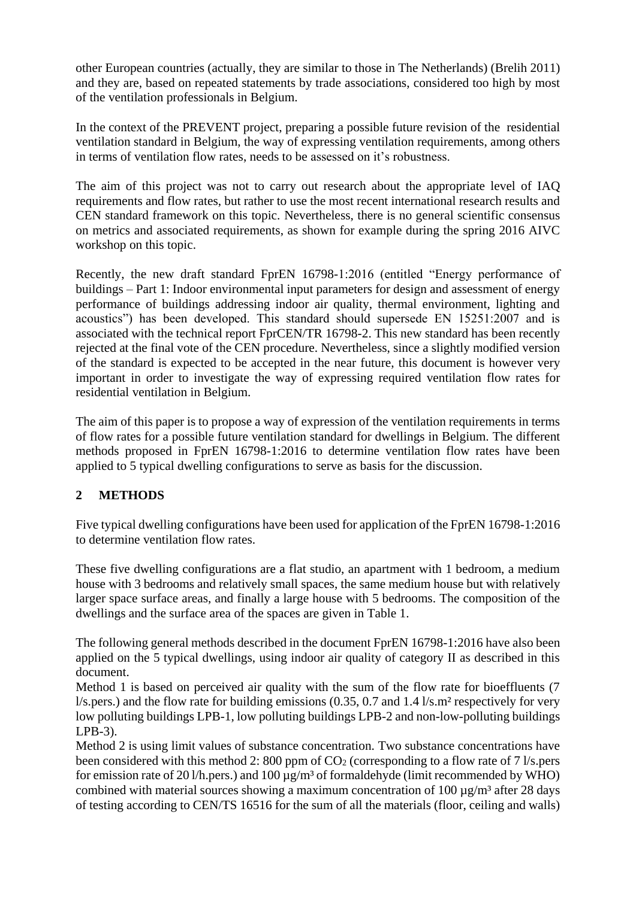other European countries (actually, they are similar to those in The Netherlands) (Brelih 2011) and they are, based on repeated statements by trade associations, considered too high by most of the ventilation professionals in Belgium.

In the context of the PREVENT project, preparing a possible future revision of the residential ventilation standard in Belgium, the way of expressing ventilation requirements, among others in terms of ventilation flow rates, needs to be assessed on it's robustness.

The aim of this project was not to carry out research about the appropriate level of IAQ requirements and flow rates, but rather to use the most recent international research results and CEN standard framework on this topic. Nevertheless, there is no general scientific consensus on metrics and associated requirements, as shown for example during the spring 2016 AIVC workshop on this topic.

Recently, the new draft standard FprEN 16798-1:2016 (entitled "Energy performance of buildings – Part 1: Indoor environmental input parameters for design and assessment of energy performance of buildings addressing indoor air quality, thermal environment, lighting and acoustics") has been developed. This standard should supersede EN 15251:2007 and is associated with the technical report FprCEN/TR 16798-2. This new standard has been recently rejected at the final vote of the CEN procedure. Nevertheless, since a slightly modified version of the standard is expected to be accepted in the near future, this document is however very important in order to investigate the way of expressing required ventilation flow rates for residential ventilation in Belgium.

The aim of this paper is to propose a way of expression of the ventilation requirements in terms of flow rates for a possible future ventilation standard for dwellings in Belgium. The different methods proposed in FprEN 16798-1:2016 to determine ventilation flow rates have been applied to 5 typical dwelling configurations to serve as basis for the discussion.

## 2 METHODS

Five typical dwelling configurations have been used for application of the FprEN 16798-1:2016 to determine ventilation flow rates.

These five dwelling configurations are a flat studio, an apartment with 1 bedroom, a medium house with 3 bedrooms and relatively small spaces, the same medium house but with relatively larger space surface areas, and finally a large house with 5 bedrooms. The composition of the dwellings and the surface area of the spaces are given in Table 1.

The following general methods described in the document FprEN 16798-1:2016 have also been applied on the 5 typical dwellings, using indoor air quality of category II as described in this document.

Method 1 is based on perceived air quality with the sum of the flow rate for bioeffluents (7 l/s.pers.) and the flow rate for building emissions (0.35, 0.7 and 1.4 l/s.m² respectively for very low polluting buildings LPB-1, low polluting buildings LPB-2 and non-low-polluting buildings LPB-3).

Method 2 is using limit values of substance concentration. Two substance concentrations have been considered with this method 2: 800 ppm of $CO_2$ (corresponding to a flow rate of 7 l/s.pers for emission rate of 20 l/h.pers.) and 100 µg/m³ of formaldehyde (limit recommended by WHO) combined with material sources showing a maximum concentration of 100 µg/m³ after 28 days of testing according to CEN/TS 16516 for the sum of all the materials (floor, ceiling and walls)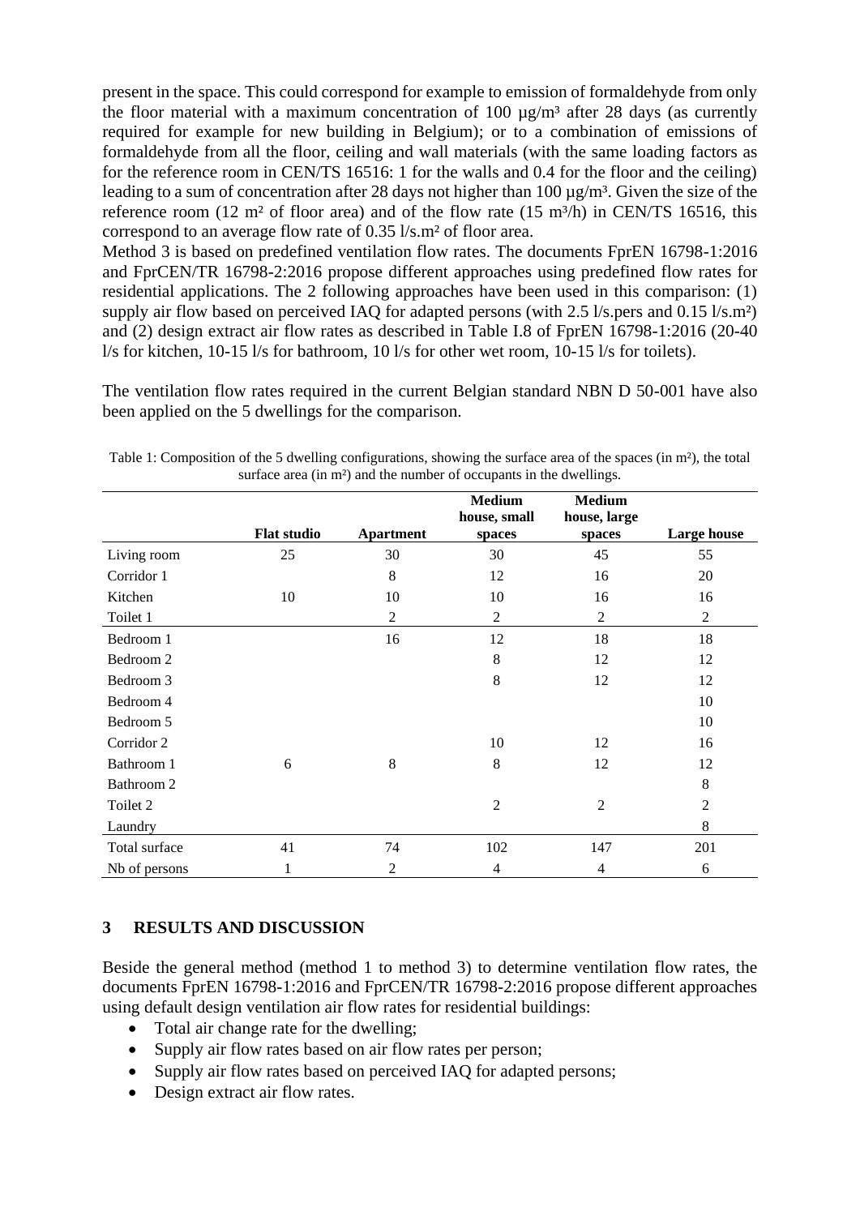present in the space. This could correspond for example to emission of formaldehyde from only the floor material with a maximum concentration of 100 µg/m³ after 28 days (as currently required for example for new building in Belgium); or to a combination of emissions of formaldehyde from all the floor, ceiling and wall materials (with the same loading factors as for the reference room in CEN/TS 16516: 1 for the walls and 0.4 for the floor and the ceiling) leading to a sum of concentration after 28 days not higher than 100 µg/m³. Given the size of the reference room (12 m² of floor area) and of the flow rate (15 m³/h) in CEN/TS 16516, this correspond to an average flow rate of 0.35 l/s.m² of floor area.

Method 3 is based on predefined ventilation flow rates. The documents FprEN 16798-1:2016 and FprCEN/TR 16798-2:2016 propose different approaches using predefined flow rates for residential applications. The 2 following approaches have been used in this comparison: (1) supply air flow based on perceived IAQ for adapted persons (with 2.5 l/s.pers and 0.15 l/s.m²) and (2) design extract air flow rates as described in Table I.8 of FprEN 16798-1:2016 (20-40 l/s for kitchen, 10-15 l/s for bathroom, 10 l/s for other wet room, 10-15 l/s for toilets).

The ventilation flow rates required in the current Belgian standard NBN D 50-001 have also been applied on the 5 dwellings for the comparison.

Table 1: Composition of the 5 dwelling configurations, showing the surface area of the spaces (in m²), the total surface area (in m²) and the number of occupants in the dwellings.

| | Flat studio | Apartment | Medium house, small spaces | Medium house, large spaces | Large house |
|---|---|---|---|---|---|
| Living room | 25 | 30 | 30 | 45 | 55 |
| Corridor 1 | | 8 | 12 | 16 | 20 |
| Kitchen | 10 | 10 | 10 | 16 | 16 |
| Toilet 1 | | 2 | 2 | 2 | 2 |
| Bedroom 1 | | 16 | 12 | 18 | 18 |
| Bedroom 2 | | | 8 | 12 | 12 |
| Bedroom 3 | | | 8 | 12 | 12 |
| Bedroom 4 | | | | | 10 |
| Bedroom 5 | | | | | 10 |
| Corridor 2 | | | 10 | 12 | 16 |
| Bathroom 1 | 6 | 8 | 8 | 12 | 12 |
| Bathroom 2 | | | | | 8 |
| Toilet 2 | | | 2 | 2 | 2 |
| Laundry | | | | | 8 |
| Total surface | 41 | 74 | 102 | 147 | 201 |
| Nb of persons | 1 | 2 | 4 | 4 | 6 |

## 3 RESULTS AND DISCUSSION

Beside the general method (method 1 to method 3) to determine ventilation flow rates, the documents FprEN 16798-1:2016 and FprCEN/TR 16798-2:2016 propose different approaches using default design ventilation air flow rates for residential buildings:

- Total air change rate for the dwelling;
- Supply air flow rates based on air flow rates per person;
- Supply air flow rates based on perceived IAQ for adapted persons;
- Design extract air flow rates.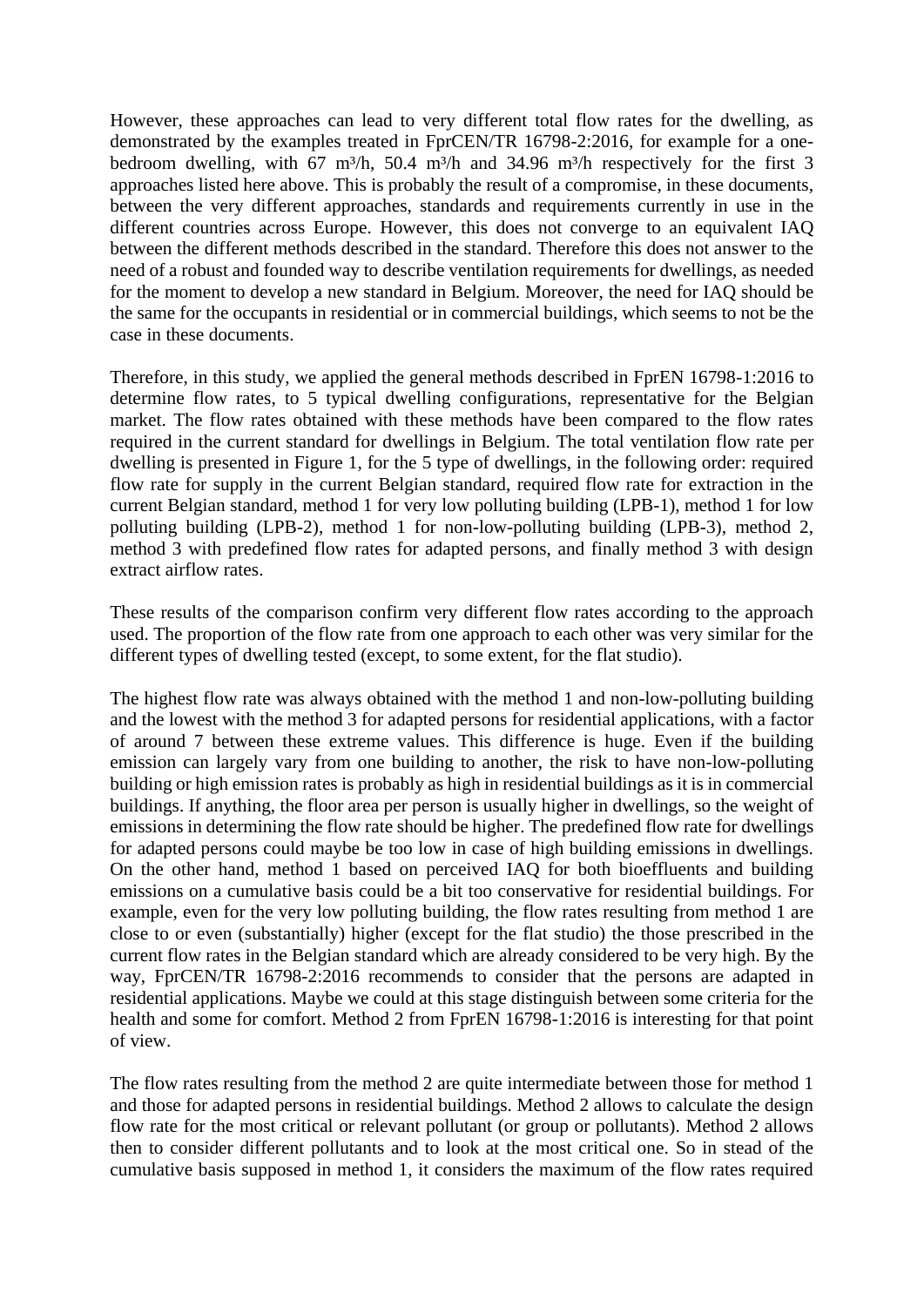However, these approaches can lead to very different total flow rates for the dwelling, as demonstrated by the examples treated in FprCEN/TR 16798-2:2016, for example for a one-bedroom dwelling, with 67 m³/h, 50.4 m³/h and 34.96 m³/h respectively for the first 3 approaches listed here above. This is probably the result of a compromise, in these documents, between the very different approaches, standards and requirements currently in use in the different countries across Europe. However, this does not converge to an equivalent IAQ between the different methods described in the standard. Therefore this does not answer to the need of a robust and founded way to describe ventilation requirements for dwellings, as needed for the moment to develop a new standard in Belgium. Moreover, the need for IAQ should be the same for the occupants in residential or in commercial buildings, which seems to not be the case in these documents.

Therefore, in this study, we applied the general methods described in FprEN 16798-1:2016 to determine flow rates, to 5 typical dwelling configurations, representative for the Belgian market. The flow rates obtained with these methods have been compared to the flow rates required in the current standard for dwellings in Belgium. The total ventilation flow rate per dwelling is presented in Figure 1, for the 5 type of dwellings, in the following order: required flow rate for supply in the current Belgian standard, required flow rate for extraction in the current Belgian standard, method 1 for very low polluting building (LPB-1), method 1 for low polluting building (LPB-2), method 1 for non-low-polluting building (LPB-3), method 2, method 3 with predefined flow rates for adapted persons, and finally method 3 with design extract airflow rates.

These results of the comparison confirm very different flow rates according to the approach used. The proportion of the flow rate from one approach to each other was very similar for the different types of dwelling tested (except, to some extent, for the flat studio).

The highest flow rate was always obtained with the method 1 and non-low-polluting building and the lowest with the method 3 for adapted persons for residential applications, with a factor of around 7 between these extreme values. This difference is huge. Even if the building emission can largely vary from one building to another, the risk to have non-low-polluting building or high emission rates is probably as high in residential buildings as it is in commercial buildings. If anything, the floor area per person is usually higher in dwellings, so the weight of emissions in determining the flow rate should be higher. The predefined flow rate for dwellings for adapted persons could maybe be too low in case of high building emissions in dwellings. On the other hand, method 1 based on perceived IAQ for both bioeffluents and building emissions on a cumulative basis could be a bit too conservative for residential buildings. For example, even for the very low polluting building, the flow rates resulting from method 1 are close to or even (substantially) higher (except for the flat studio) the those prescribed in the current flow rates in the Belgian standard which are already considered to be very high. By the way, FprCEN/TR 16798-2:2016 recommends to consider that the persons are adapted in residential applications. Maybe we could at this stage distinguish between some criteria for the health and some for comfort. Method 2 from FprEN 16798-1:2016 is interesting for that point of view.

The flow rates resulting from the method 2 are quite intermediate between those for method 1 and those for adapted persons in residential buildings. Method 2 allows to calculate the design flow rate for the most critical or relevant pollutant (or group or pollutants). Method 2 allows then to consider different pollutants and to look at the most critical one. So in stead of the cumulative basis supposed in method 1, it considers the maximum of the flow rates required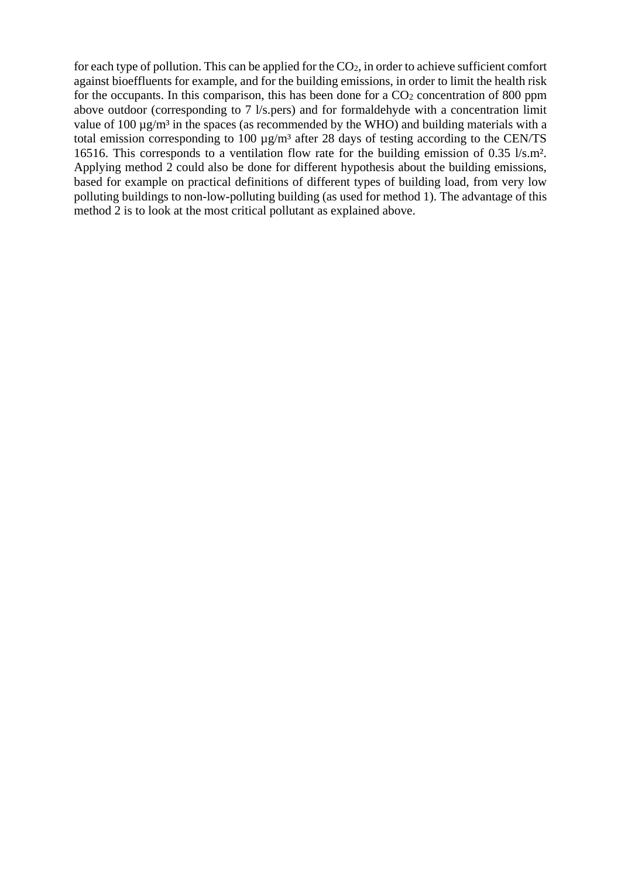for each type of pollution. This can be applied for the $CO_2$, in order to achieve sufficient comfort against bioeffluents for example, and for the building emissions, in order to limit the health risk for the occupants. In this comparison, this has been done for a $CO_2$ concentration of 800 ppm above outdoor (corresponding to 7 l/s.pers) and for formaldehyde with a concentration limit value of 100 µg/m³ in the spaces (as recommended by the WHO) and building materials with a total emission corresponding to 100 µg/m³ after 28 days of testing according to the CEN/TS 16516. This corresponds to a ventilation flow rate for the building emission of 0.35 l/s.m². Applying method 2 could also be done for different hypothesis about the building emissions, based for example on practical definitions of different types of building load, from very low polluting buildings to non-low-polluting building (as used for method 1). The advantage of this method 2 is to look at the most critical pollutant as explained above.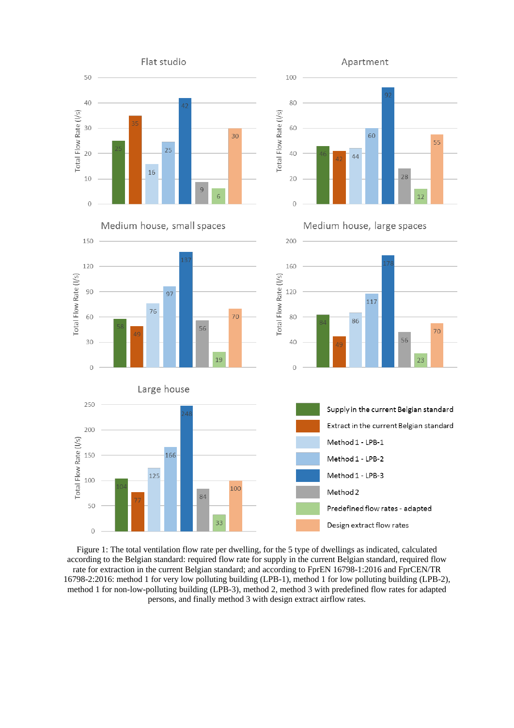Flat studio

50
40
30
20
10
0

Total Flow Rate (l/s)

25 35 16 25 42 9 6 30

Apartment

100
80
60
40
20
0

Total Flow Rate (l/s)

46 42 44 60 92 28 12 55

Medium house, small spaces

150
120
90
60
30
0

Total Flow Rate (l/s)

58 49 76 97 137 56 19 70

Medium house, large spaces

200
160
120
80
40
0

Total Flow Rate (l/s)

84 49 86 117 178 56 23 70

Large house

250
200
150
100
50
0

Total Flow Rate (l/s)

104 77 125 166 248 84 33 100

Supply in the current Belgian standard
Extract in the current Belgian standard
Method 1 - LPB-1
Method 1 - LPB-2
Method 1 - LPB-3
Method 2
Predefined flow rates - adapted
Design extract flow rates

Figure 1: The total ventilation flow rate per dwelling, for the 5 type of dwellings as indicated, calculated according to the Belgian standard: required flow rate for supply in the current Belgian standard, required flow rate for extraction in the current Belgian standard; and according to FprEN 16798-1:2016 and FprCEN/TR 16798-2:2016: method 1 for very low polluting building (LPB-1), method 1 for low polluting building (LPB-2), method 1 for non-low-polluting building (LPB-3), method 2, method 3 with predefined flow rates for adapted persons, and finally method 3 with design extract airflow rates.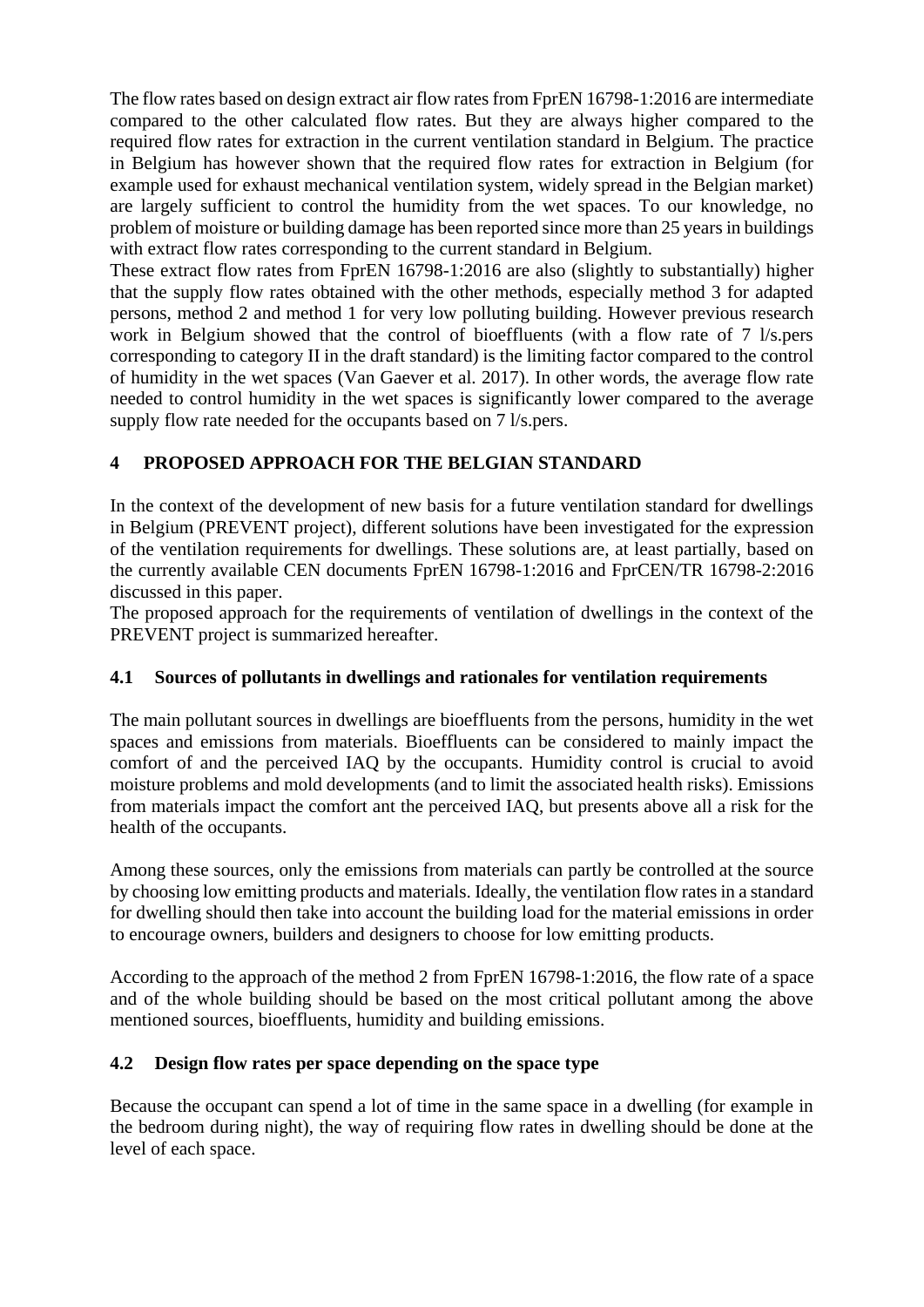The flow rates based on design extract air flow rates from FprEN 16798-1:2016 are intermediate compared to the other calculated flow rates. But they are always higher compared to the required flow rates for extraction in the current ventilation standard in Belgium. The practice in Belgium has however shown that the required flow rates for extraction in Belgium (for example used for exhaust mechanical ventilation system, widely spread in the Belgian market) are largely sufficient to control the humidity from the wet spaces. To our knowledge, no problem of moisture or building damage has been reported since more than 25 years in buildings with extract flow rates corresponding to the current standard in Belgium.
These extract flow rates from FprEN 16798-1:2016 are also (slightly to substantially) higher that the supply flow rates obtained with the other methods, especially method 3 for adapted persons, method 2 and method 1 for very low polluting building. However previous research work in Belgium showed that the control of bioeffluents (with a flow rate of 7 l/s.pers corresponding to category II in the draft standard) is the limiting factor compared to the control of humidity in the wet spaces (Van Gaever et al. 2017). In other words, the average flow rate needed to control humidity in the wet spaces is significantly lower compared to the average supply flow rate needed for the occupants based on 7 l/s.pers.

## 4 PROPOSED APPROACH FOR THE BELGIAN STANDARD

In the context of the development of new basis for a future ventilation standard for dwellings in Belgium (PREVENT project), different solutions have been investigated for the expression of the ventilation requirements for dwellings. These solutions are, at least partially, based on the currently available CEN documents FprEN 16798-1:2016 and FprCEN/TR 16798-2:2016 discussed in this paper.
The proposed approach for the requirements of ventilation of dwellings in the context of the PREVENT project is summarized hereafter.

### 4.1 Sources of pollutants in dwellings and rationales for ventilation requirements

The main pollutant sources in dwellings are bioeffluents from the persons, humidity in the wet spaces and emissions from materials. Bioeffluents can be considered to mainly impact the comfort of and the perceived IAQ by the occupants. Humidity control is crucial to avoid moisture problems and mold developments (and to limit the associated health risks). Emissions from materials impact the comfort ant the perceived IAQ, but presents above all a risk for the health of the occupants.

Among these sources, only the emissions from materials can partly be controlled at the source by choosing low emitting products and materials. Ideally, the ventilation flow rates in a standard for dwelling should then take into account the building load for the material emissions in order to encourage owners, builders and designers to choose for low emitting products.

According to the approach of the method 2 from FprEN 16798-1:2016, the flow rate of a space and of the whole building should be based on the most critical pollutant among the above mentioned sources, bioeffluents, humidity and building emissions.

### 4.2 Design flow rates per space depending on the space type

Because the occupant can spend a lot of time in the same space in a dwelling (for example in the bedroom during night), the way of requiring flow rates in dwelling should be done at the level of each space.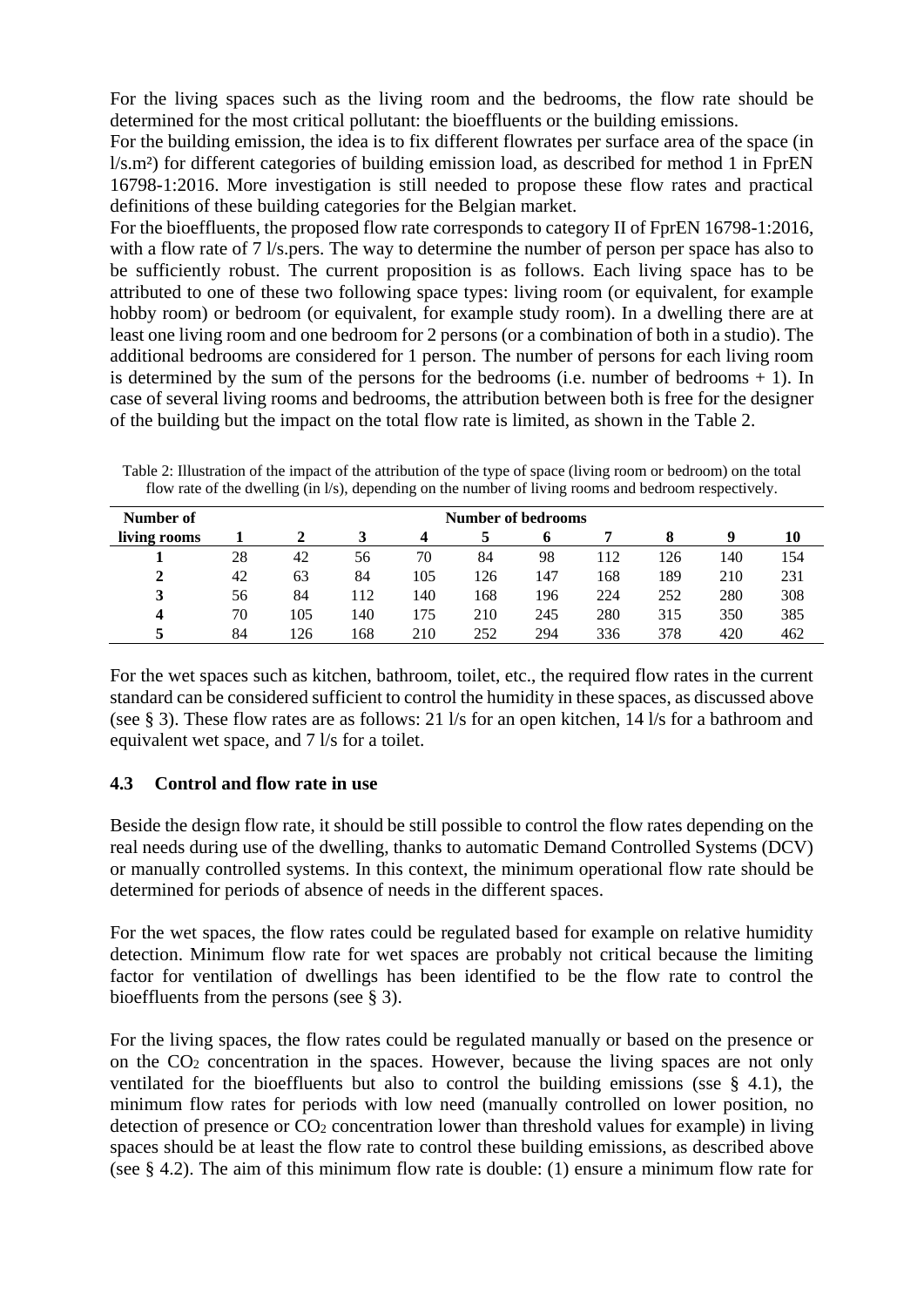For the living spaces such as the living room and the bedrooms, the flow rate should be determined for the most critical pollutant: the bioeffluents or the building emissions.

For the building emission, the idea is to fix different flowrates per surface area of the space (in l/s.m²) for different categories of building emission load, as described for method 1 in FprEN 16798-1:2016. More investigation is still needed to propose these flow rates and practical definitions of these building categories for the Belgian market.

For the bioeffluents, the proposed flow rate corresponds to category II of FprEN 16798-1:2016, with a flow rate of 7 l/s.pers. The way to determine the number of person per space has also to be sufficiently robust. The current proposition is as follows. Each living space has to be attributed to one of these two following space types: living room (or equivalent, for example hobby room) or bedroom (or equivalent, for example study room). In a dwelling there are at least one living room and one bedroom for 2 persons (or a combination of both in a studio). The additional bedrooms are considered for 1 person. The number of persons for each living room is determined by the sum of the persons for the bedrooms (i.e. number of bedrooms + 1). In case of several living rooms and bedrooms, the attribution between both is free for the designer of the building but the impact on the total flow rate is limited, as shown in the Table 2.

Table 2: Illustration of the impact of the attribution of the type of space (living room or bedroom) on the total flow rate of the dwelling (in l/s), depending on the number of living rooms and bedroom respectively.

| Number of | Number of bedrooms | | | | | | | | | |
|---|---|---|---|---|---|---|---|---|---|---|
| **living rooms** | **1** | **2** | **3** | **4** | **5** | **6** | **7** | **8** | **9** | **10** |
| **1** | 28 | 42 | 56 | 70 | 84 | 98 | 112 | 126 | 140 | 154 |
| **2** | 42 | 63 | 84 | 105 | 126 | 147 | 168 | 189 | 210 | 231 |
| **3** | 56 | 84 | 112 | 140 | 168 | 196 | 224 | 252 | 280 | 308 |
| **4** | 70 | 105 | 140 | 175 | 210 | 245 | 280 | 315 | 350 | 385 |
| **5** | 84 | 126 | 168 | 210 | 252 | 294 | 336 | 378 | 420 | 462 |

For the wet spaces such as kitchen, bathroom, toilet, etc., the required flow rates in the current standard can be considered sufficient to control the humidity in these spaces, as discussed above (see § 3). These flow rates are as follows: 21 l/s for an open kitchen, 14 l/s for a bathroom and equivalent wet space, and 7 l/s for a toilet.

### 4.3 Control and flow rate in use

Beside the design flow rate, it should be still possible to control the flow rates depending on the real needs during use of the dwelling, thanks to automatic Demand Controlled Systems (DCV) or manually controlled systems. In this context, the minimum operational flow rate should be determined for periods of absence of needs in the different spaces.

For the wet spaces, the flow rates could be regulated based for example on relative humidity detection. Minimum flow rate for wet spaces are probably not critical because the limiting factor for ventilation of dwellings has been identified to be the flow rate to control the bioeffluents from the persons (see § 3).

For the living spaces, the flow rates could be regulated manually or based on the presence or on the $CO_2$ concentration in the spaces. However, because the living spaces are not only ventilated for the bioeffluents but also to control the building emissions (sse § 4.1), the minimum flow rates for periods with low need (manually controlled on lower position, no detection of presence or $CO_2$ concentration lower than threshold values for example) in living spaces should be at least the flow rate to control these building emissions, as described above (see § 4.2). The aim of this minimum flow rate is double: (1) ensure a minimum flow rate for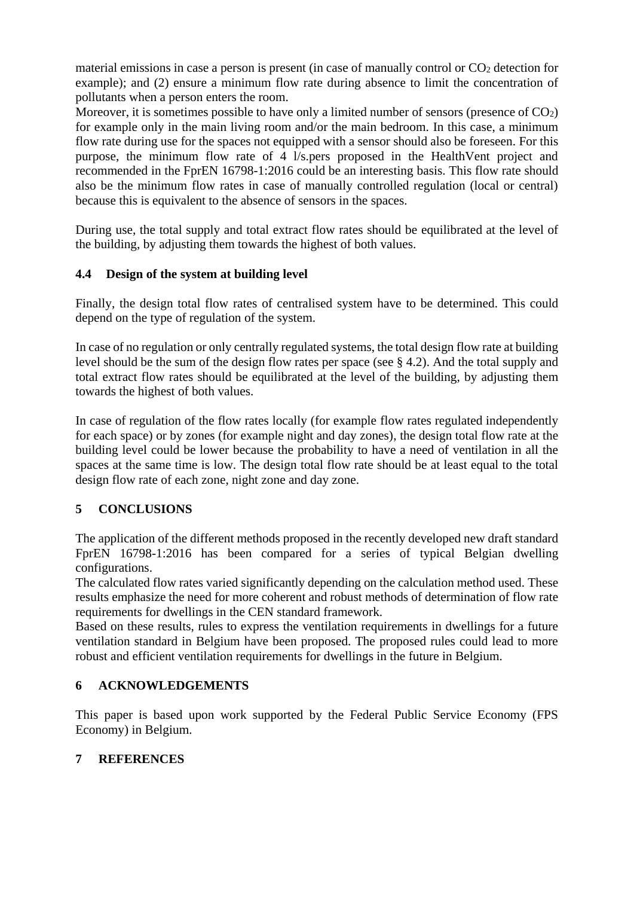material emissions in case a person is present (in case of manually control or $CO_2$ detection for example); and (2) ensure a minimum flow rate during absence to limit the concentration of pollutants when a person enters the room.

Moreover, it is sometimes possible to have only a limited number of sensors (presence of $CO_2$) for example only in the main living room and/or the main bedroom. In this case, a minimum flow rate during use for the spaces not equipped with a sensor should also be foreseen. For this purpose, the minimum flow rate of 4 l/s.pers proposed in the HealthVent project and recommended in the FprEN 16798-1:2016 could be an interesting basis. This flow rate should also be the minimum flow rates in case of manually controlled regulation (local or central) because this is equivalent to the absence of sensors in the spaces.

During use, the total supply and total extract flow rates should be equilibrated at the level of the building, by adjusting them towards the highest of both values.

### 4.4 Design of the system at building level

Finally, the design total flow rates of centralised system have to be determined. This could depend on the type of regulation of the system.

In case of no regulation or only centrally regulated systems, the total design flow rate at building level should be the sum of the design flow rates per space (see § 4.2). And the total supply and total extract flow rates should be equilibrated at the level of the building, by adjusting them towards the highest of both values.

In case of regulation of the flow rates locally (for example flow rates regulated independently for each space) or by zones (for example night and day zones), the design total flow rate at the building level could be lower because the probability to have a need of ventilation in all the spaces at the same time is low. The design total flow rate should be at least equal to the total design flow rate of each zone, night zone and day zone.

## 5 CONCLUSIONS

The application of the different methods proposed in the recently developed new draft standard FprEN 16798-1:2016 has been compared for a series of typical Belgian dwelling configurations.

The calculated flow rates varied significantly depending on the calculation method used. These results emphasize the need for more coherent and robust methods of determination of flow rate requirements for dwellings in the CEN standard framework.

Based on these results, rules to express the ventilation requirements in dwellings for a future ventilation standard in Belgium have been proposed. The proposed rules could lead to more robust and efficient ventilation requirements for dwellings in the future in Belgium.

## 6 ACKNOWLEDGEMENTS

This paper is based upon work supported by the Federal Public Service Economy (FPS Economy) in Belgium.

## 7 REFERENCES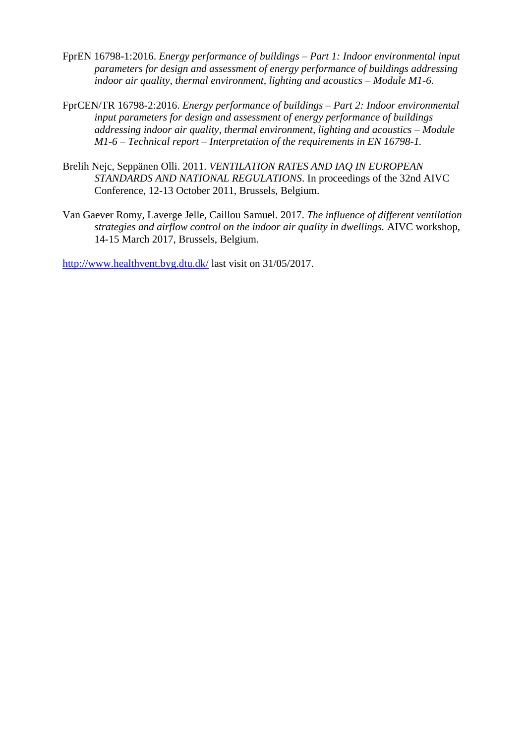FprEN 16798-1:2016. *Energy performance of buildings – Part 1: Indoor environmental input parameters for design and assessment of energy performance of buildings addressing indoor air quality, thermal environment, lighting and acoustics – Module M1-6.*

FprCEN/TR 16798-2:2016. *Energy performance of buildings – Part 2: Indoor environmental input parameters for design and assessment of energy performance of buildings addressing indoor air quality, thermal environment, lighting and acoustics – Module M1-6 – Technical report – Interpretation of the requirements in EN 16798-1.*

Brelih Nejc, Seppänen Olli. 2011. *VENTILATION RATES AND IAQ IN EUROPEAN STANDARDS AND NATIONAL REGULATIONS*. In proceedings of the 32nd AIVC Conference, 12-13 October 2011, Brussels, Belgium.

Van Gaever Romy, Laverge Jelle, Caillou Samuel. 2017. *The influence of different ventilation strategies and airflow control on the indoor air quality in dwellings.* AIVC workshop, 14-15 March 2017, Brussels, Belgium.

http://www.healthvent.byg.dtu.dk/ last visit on 31/05/2017.